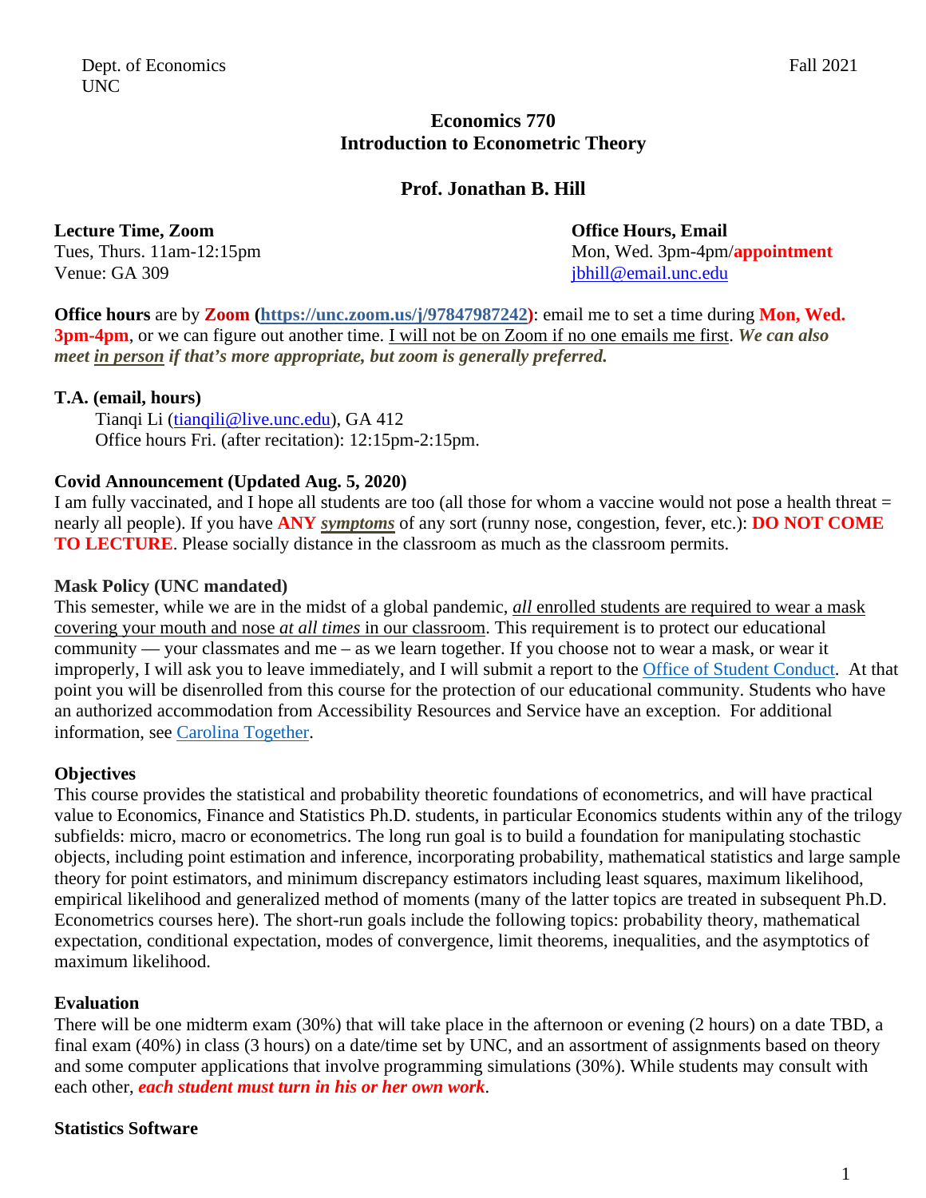Dept. of Economics
UNC

Fall 2021

# Economics 770
# Introduction to Econometric Theory

## Prof. Jonathan B. Hill

**Lecture Time, Zoom**
Tues, Thurs. 11am-12:15pm
Venue: GA 309

**Office Hours, Email**
Mon, Wed. 3pm-4pm/**appointment**
jbhill@email.unc.edu

**Office hours** are by **Zoom** (**https://unc.zoom.us/j/97847987242**): email me to set a time during **Mon, Wed. 3pm-4pm**, or we can figure out another time. I will not be on Zoom if no one emails me first. ***We can also meet in person if that's more appropriate, but zoom is generally preferred.***

**T.A. (email, hours)**

Tianqi Li (tianqili@live.unc.edu), GA 412
Office hours Fri. (after recitation): 12:15pm-2:15pm.

**Covid Announcement (Updated Aug. 5, 2020)**

I am fully vaccinated, and I hope all students are too (all those for whom a vaccine would not pose a health threat = nearly all people). If you have **ANY *symptoms*** of any sort (runny nose, congestion, fever, etc.): **DO NOT COME TO LECTURE**. Please socially distance in the classroom as much as the classroom permits.

**Mask Policy (UNC mandated)**

This semester, while we are in the midst of a global pandemic, *all* enrolled students are required to wear a mask covering your mouth and nose *at all times* in our classroom. This requirement is to protect our educational community — your classmates and me – as we learn together. If you choose not to wear a mask, or wear it improperly, I will ask you to leave immediately, and I will submit a report to the Office of Student Conduct. At that point you will be disenrolled from this course for the protection of our educational community. Students who have an authorized accommodation from Accessibility Resources and Service have an exception. For additional information, see Carolina Together.

**Objectives**

This course provides the statistical and probability theoretic foundations of econometrics, and will have practical value to Economics, Finance and Statistics Ph.D. students, in particular Economics students within any of the trilogy subfields: micro, macro or econometrics. The long run goal is to build a foundation for manipulating stochastic objects, including point estimation and inference, incorporating probability, mathematical statistics and large sample theory for point estimators, and minimum discrepancy estimators including least squares, maximum likelihood, empirical likelihood and generalized method of moments (many of the latter topics are treated in subsequent Ph.D. Econometrics courses here). The short-run goals include the following topics: probability theory, mathematical expectation, conditional expectation, modes of convergence, limit theorems, inequalities, and the asymptotics of maximum likelihood.

**Evaluation**

There will be one midterm exam (30%) that will take place in the afternoon or evening (2 hours) on a date TBD, a final exam (40%) in class (3 hours) on a date/time set by UNC, and an assortment of assignments based on theory and some computer applications that involve programming simulations (30%). While students may consult with each other, ***each student must turn in his or her own work***.

**Statistics Software**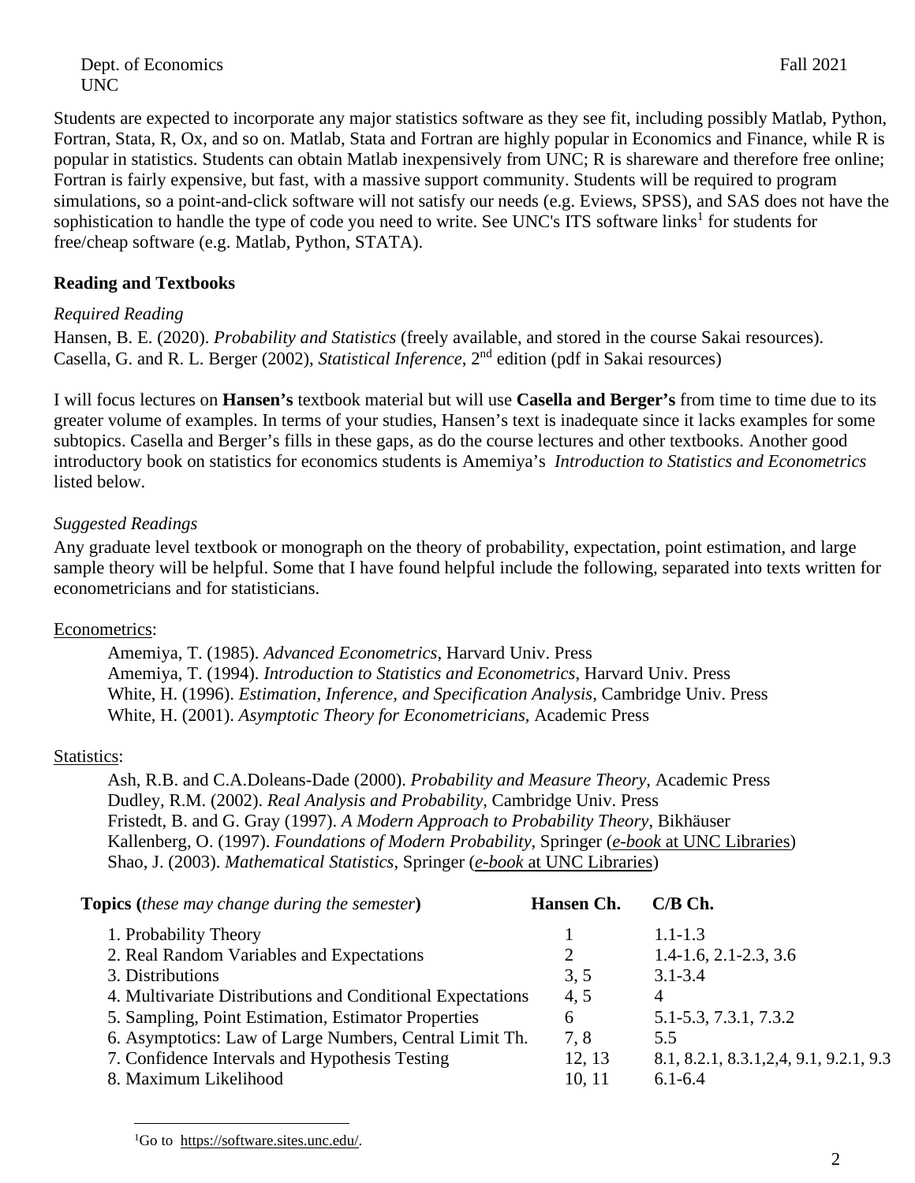Students are expected to incorporate any major statistics software as they see fit, including possibly Matlab, Python, Fortran, Stata, R, Ox, and so on. Matlab, Stata and Fortran are highly popular in Economics and Finance, while R is popular in statistics. Students can obtain Matlab inexpensively from UNC; R is shareware and therefore free online; Fortran is fairly expensive, but fast, with a massive support community. Students will be required to program simulations, so a point-and-click software will not satisfy our needs (e.g. Eviews, SPSS), and SAS does not have the sophistication to handle the type of code you need to write. See UNC's ITS software links[1] for students for free/cheap software (e.g. Matlab, Python, STATA).

## Reading and Textbooks

*Required Reading*

Hansen, B. E. (2020). *Probability and Statistics* (freely available, and stored in the course Sakai resources).
Casella, G. and R. L. Berger (2002), *Statistical Inference*, 2nd edition (pdf in Sakai resources)

I will focus lectures on **Hansen's** textbook material but will use **Casella and Berger's** from time to time due to its greater volume of examples. In terms of your studies, Hansen's text is inadequate since it lacks examples for some subtopics. Casella and Berger's fills in these gaps, as do the course lectures and other textbooks. Another good introductory book on statistics for economics students is Amemiya's *Introduction to Statistics and Econometrics* listed below.

*Suggested Readings*

Any graduate level textbook or monograph on the theory of probability, expectation, point estimation, and large sample theory will be helpful. Some that I have found helpful include the following, separated into texts written for econometricians and for statisticians.

Econometrics:

- Amemiya, T. (1985). *Advanced Econometrics*, Harvard Univ. Press
- Amemiya, T. (1994). *Introduction to Statistics and Econometrics*, Harvard Univ. Press
- White, H. (1996). *Estimation, Inference, and Specification Analysis*, Cambridge Univ. Press
- White, H. (2001). *Asymptotic Theory for Econometricians*, Academic Press

Statistics:

- Ash, R.B. and C.A.Doleans-Dade (2000). *Probability and Measure Theory*, Academic Press
- Dudley, R.M. (2002). *Real Analysis and Probability*, Cambridge Univ. Press
- Fristedt, B. and G. Gray (1997). *A Modern Approach to Probability Theory*, Bikhäuser
- Kallenberg, O. (1997). *Foundations of Modern Probability*, Springer (*e-book* at UNC Libraries)
- Shao, J. (2003). *Mathematical Statistics*, Springer (*e-book* at UNC Libraries)

| **Topics (*these may change during the semester*)** | **Hansen Ch.** | **C/B Ch.** |
|---|---|---|
| 1. Probability Theory | 1 | 1.1-1.3 |
| 2. Real Random Variables and Expectations | 2 | 1.4-1.6, 2.1-2.3, 3.6 |
| 3. Distributions | 3, 5 | 3.1-3.4 |
| 4. Multivariate Distributions and Conditional Expectations | 4, 5 | 4 |
| 5. Sampling, Point Estimation, Estimator Properties | 6 | 5.1-5.3, 7.3.1, 7.3.2 |
| 6. Asymptotics: Law of Large Numbers, Central Limit Th. | 7, 8 | 5.5 |
| 7. Confidence Intervals and Hypothesis Testing | 12, 13 | 8.1, 8.2.1, 8.3.1,2,4, 9.1, 9.2.1, 9.3 |
| 8. Maximum Likelihood | 10, 11 | 6.1-6.4 |

[1] Go to https://software.sites.unc.edu/.